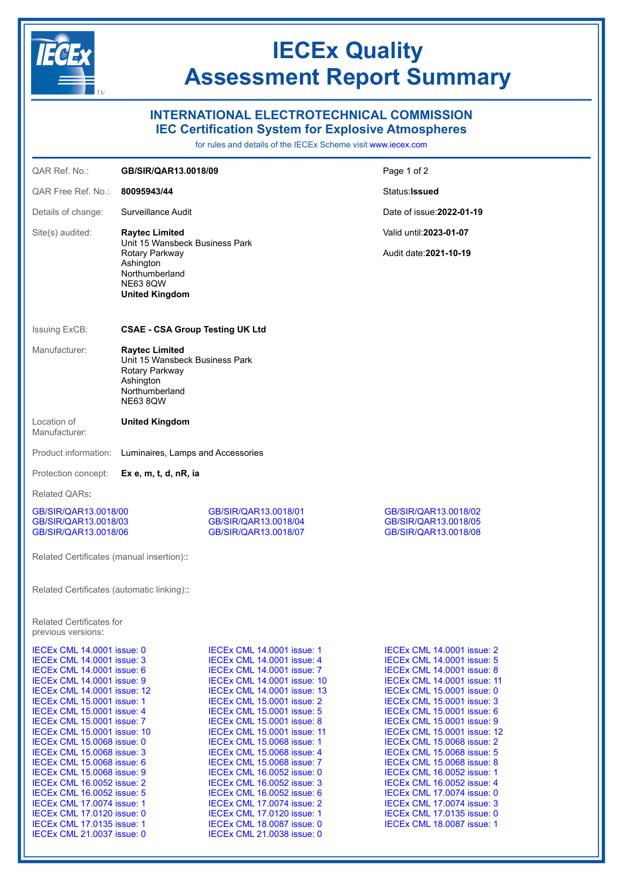# IECEx Quality Assessment Report Summary

## INTERNATIONAL ELECTROTECHNICAL COMMISSION
## IEC Certification System for Explosive Atmospheres

for rules and details of the IECEx Scheme visit www.iecex.com

| | | |
|---|---|---|
| QAR Ref. No.: | **GB/SIR/QAR13.0018/09** | Page 1 of 2 |
| QAR Free Ref. No.: | **80095943/44** | Status: **Issued** |
| Details of change: | Surveillance Audit | Date of issue: **2022-01-19** |
| Site(s) audited: | **Raytec Limited**<br>Unit 15 Wansbeck Business Park<br>Rotary Parkway<br>Ashington<br>Northumberland<br>NE63 8QW<br>**United Kingdom** | Valid until: **2023-01-07**<br><br>Audit date: **2021-10-19** |

Issuing ExCB: **CSAE - CSA Group Testing UK Ltd**

Manufacturer: **Raytec Limited**
Unit 15 Wansbeck Business Park
Rotary Parkway
Ashington
Northumberland
NE63 8QW

Location of Manufacturer: **United Kingdom**

Product information: Luminaires, Lamps and Accessories

Protection concept: **Ex e, m, t, d, nR, ia**

Related QARs:

GB/SIR/QAR13.0018/00
GB/SIR/QAR13.0018/01
GB/SIR/QAR13.0018/02
GB/SIR/QAR13.0018/03
GB/SIR/QAR13.0018/04
GB/SIR/QAR13.0018/05
GB/SIR/QAR13.0018/06
GB/SIR/QAR13.0018/07
GB/SIR/QAR13.0018/08

Related Certificates (manual insertion)::

Related Certificates (automatic linking)::

Related Certificates for previous versions:

IECEx CML 14.0001 issue: 0
IECEx CML 14.0001 issue: 1
IECEx CML 14.0001 issue: 2
IECEx CML 14.0001 issue: 3
IECEx CML 14.0001 issue: 4
IECEx CML 14.0001 issue: 5
IECEx CML 14.0001 issue: 6
IECEx CML 14.0001 issue: 7
IECEx CML 14.0001 issue: 8
IECEx CML 14.0001 issue: 9
IECEx CML 14.0001 issue: 10
IECEx CML 14.0001 issue: 11
IECEx CML 14.0001 issue: 12
IECEx CML 14.0001 issue: 13
IECEx CML 15.0001 issue: 0
IECEx CML 15.0001 issue: 1
IECEx CML 15.0001 issue: 2
IECEx CML 15.0001 issue: 3
IECEx CML 15.0001 issue: 4
IECEx CML 15.0001 issue: 5
IECEx CML 15.0001 issue: 6
IECEx CML 15.0001 issue: 7
IECEx CML 15.0001 issue: 8
IECEx CML 15.0001 issue: 9
IECEx CML 15.0001 issue: 10
IECEx CML 15.0001 issue: 11
IECEx CML 15.0001 issue: 12
IECEx CML 15.0068 issue: 0
IECEx CML 15.0068 issue: 1
IECEx CML 15.0068 issue: 2
IECEx CML 15.0068 issue: 3
IECEx CML 15.0068 issue: 4
IECEx CML 15.0068 issue: 5
IECEx CML 15.0068 issue: 6
IECEx CML 15.0068 issue: 7
IECEx CML 15.0068 issue: 8
IECEx CML 15.0068 issue: 9
IECEx CML 16.0052 issue: 0
IECEx CML 16.0052 issue: 1
IECEx CML 16.0052 issue: 2
IECEx CML 16.0052 issue: 3
IECEx CML 16.0052 issue: 4
IECEx CML 16.0052 issue: 5
IECEx CML 16.0052 issue: 6
IECEx CML 17.0074 issue: 0
IECEx CML 17.0074 issue: 1
IECEx CML 17.0074 issue: 2
IECEx CML 17.0074 issue: 3
IECEx CML 17.0120 issue: 0
IECEx CML 17.0120 issue: 1
IECEx CML 17.0135 issue: 0
IECEx CML 17.0135 issue: 1
IECEx CML 18.0087 issue: 0
IECEx CML 18.0087 issue: 1
IECEx CML 21.0037 issue: 0
IECEx CML 21.0038 issue: 0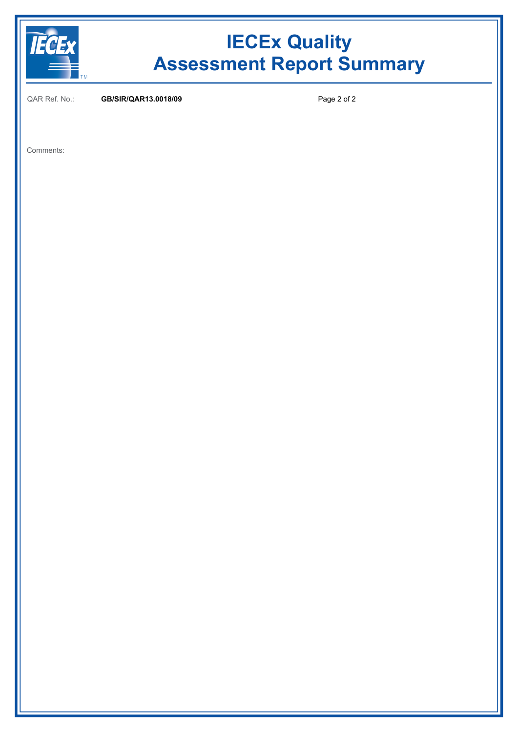# IECEx Quality Assessment Report Summary

QAR Ref. No.: **GB/SIR/QAR13.0018/09**

Comments: